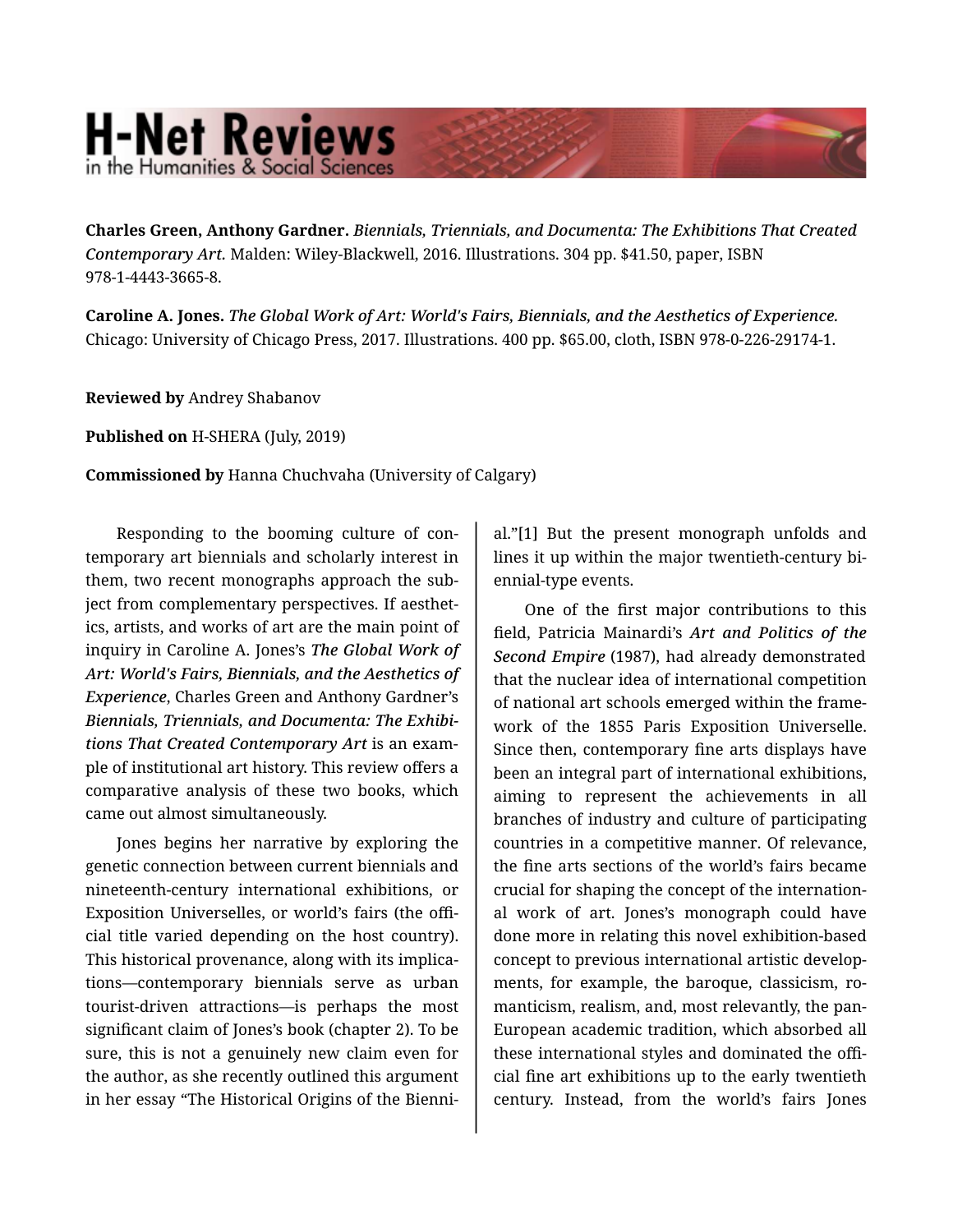**Charles Green, Anthony Gardner.** *Biennials, Triennials, and Documenta: The Exhibitions That Created Contemporary Art.* Malden: Wiley-Blackwell, 2016. Illustrations. 304 pp. $41.50, paper, ISBN 978-1-4443-3665-8.

**Caroline A. Jones.** *The Global Work of Art: World's Fairs, Biennials, and the Aesthetics of Experience.* Chicago: University of Chicago Press, 2017. Illustrations. 400 pp. $65.00, cloth, ISBN 978-0-226-29174-1.

**Reviewed by** Andrey Shabanov

**Published on** H-SHERA (July, 2019)

**Commissioned by** Hanna Chuchvaha (University of Calgary)

Responding to the booming culture of contemporary art biennials and scholarly interest in them, two recent monographs approach the subject from complementary perspectives. If aesthetics, artists, and works of art are the main point of inquiry in Caroline A. Jones's ***The Global Work of Art: World's Fairs, Biennials, and the Aesthetics of Experience***, Charles Green and Anthony Gardner's ***Biennials, Triennials, and Documenta: The Exhibitions That Created Contemporary Art*** is an example of institutional art history. This review offers a comparative analysis of these two books, which came out almost simultaneously.

Jones begins her narrative by exploring the genetic connection between current biennials and nineteenth-century international exhibitions, or Exposition Universelles, or world's fairs (the official title varied depending on the host country). This historical provenance, along with its implications—contemporary biennials serve as urban tourist-driven attractions—is perhaps the most significant claim of Jones's book (chapter 2). To be sure, this is not a genuinely new claim even for the author, as she recently outlined this argument in her essay "The Historical Origins of the Biennial."[1] But the present monograph unfolds and lines it up within the major twentieth-century biennial-type events.

One of the first major contributions to this field, Patricia Mainardi's ***Art and Politics of the Second Empire*** (1987), had already demonstrated that the nuclear idea of international competition of national art schools emerged within the framework of the 1855 Paris Exposition Universelle. Since then, contemporary fine arts displays have been an integral part of international exhibitions, aiming to represent the achievements in all branches of industry and culture of participating countries in a competitive manner. Of relevance, the fine arts sections of the world's fairs became crucial for shaping the concept of the international work of art. Jones's monograph could have done more in relating this novel exhibition-based concept to previous international artistic developments, for example, the baroque, classicism, romanticism, realism, and, most relevantly, the pan-European academic tradition, which absorbed all these international styles and dominated the official fine art exhibitions up to the early twentieth century. Instead, from the world's fairs Jones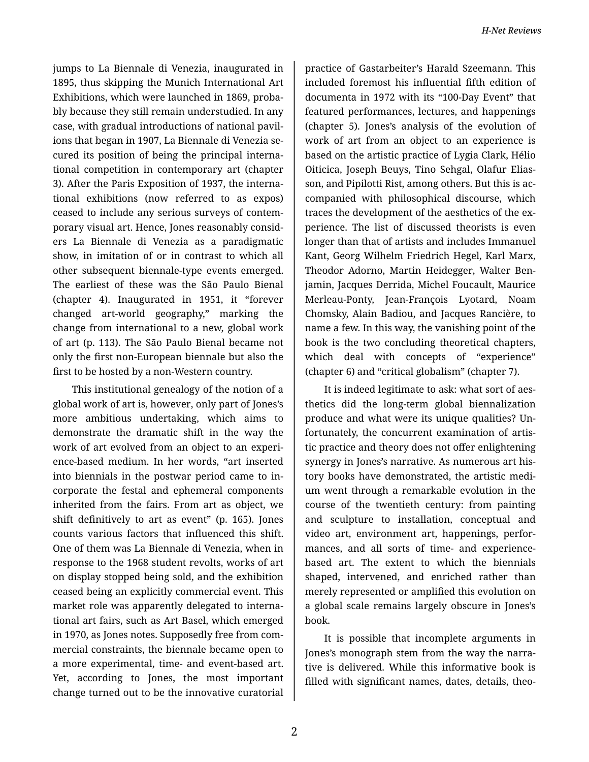jumps to La Biennale di Venezia, inaugurated in 1895, thus skipping the Munich International Art Exhibitions, which were launched in 1869, probably because they still remain understudied. In any case, with gradual introductions of national pavilions that began in 1907, La Biennale di Venezia secured its position of being the principal international competition in contemporary art (chapter 3). After the Paris Exposition of 1937, the international exhibitions (now referred to as expos) ceased to include any serious surveys of contemporary visual art. Hence, Jones reasonably considers La Biennale di Venezia as a paradigmatic show, in imitation of or in contrast to which all other subsequent biennale-type events emerged. The earliest of these was the São Paulo Bienal (chapter 4). Inaugurated in 1951, it "forever changed art-world geography," marking the change from international to a new, global work of art (p. 113). The São Paulo Bienal became not only the first non-European biennale but also the first to be hosted by a non-Western country.

This institutional genealogy of the notion of a global work of art is, however, only part of Jones's more ambitious undertaking, which aims to demonstrate the dramatic shift in the way the work of art evolved from an object to an experience-based medium. In her words, "art inserted into biennials in the postwar period came to incorporate the festal and ephemeral components inherited from the fairs. From art as object, we shift definitively to art as event" (p. 165). Jones counts various factors that influenced this shift. One of them was La Biennale di Venezia, when in response to the 1968 student revolts, works of art on display stopped being sold, and the exhibition ceased being an explicitly commercial event. This market role was apparently delegated to international art fairs, such as Art Basel, which emerged in 1970, as Jones notes. Supposedly free from commercial constraints, the biennale became open to a more experimental, time- and event-based art. Yet, according to Jones, the most important change turned out to be the innovative curatorial practice of Gastarbeiter's Harald Szeemann. This included foremost his influential fifth edition of documenta in 1972 with its "100-Day Event" that featured performances, lectures, and happenings (chapter 5). Jones's analysis of the evolution of work of art from an object to an experience is based on the artistic practice of Lygia Clark, Hélio Oiticica, Joseph Beuys, Tino Sehgal, Olafur Eliasson, and Pipilotti Rist, among others. But this is accompanied with philosophical discourse, which traces the development of the aesthetics of the experience. The list of discussed theorists is even longer than that of artists and includes Immanuel Kant, Georg Wilhelm Friedrich Hegel, Karl Marx, Theodor Adorno, Martin Heidegger, Walter Benjamin, Jacques Derrida, Michel Foucault, Maurice Merleau-Ponty, Jean-François Lyotard, Noam Chomsky, Alain Badiou, and Jacques Rancière, to name a few. In this way, the vanishing point of the book is the two concluding theoretical chapters, which deal with concepts of "experience" (chapter 6) and "critical globalism" (chapter 7).

It is indeed legitimate to ask: what sort of aesthetics did the long-term global biennalization produce and what were its unique qualities? Unfortunately, the concurrent examination of artistic practice and theory does not offer enlightening synergy in Jones's narrative. As numerous art history books have demonstrated, the artistic medium went through a remarkable evolution in the course of the twentieth century: from painting and sculpture to installation, conceptual and video art, environment art, happenings, performances, and all sorts of time- and experience-based art. The extent to which the biennials shaped, intervened, and enriched rather than merely represented or amplified this evolution on a global scale remains largely obscure in Jones's book.

It is possible that incomplete arguments in Jones's monograph stem from the way the narrative is delivered. While this informative book is filled with significant names, dates, details, theo-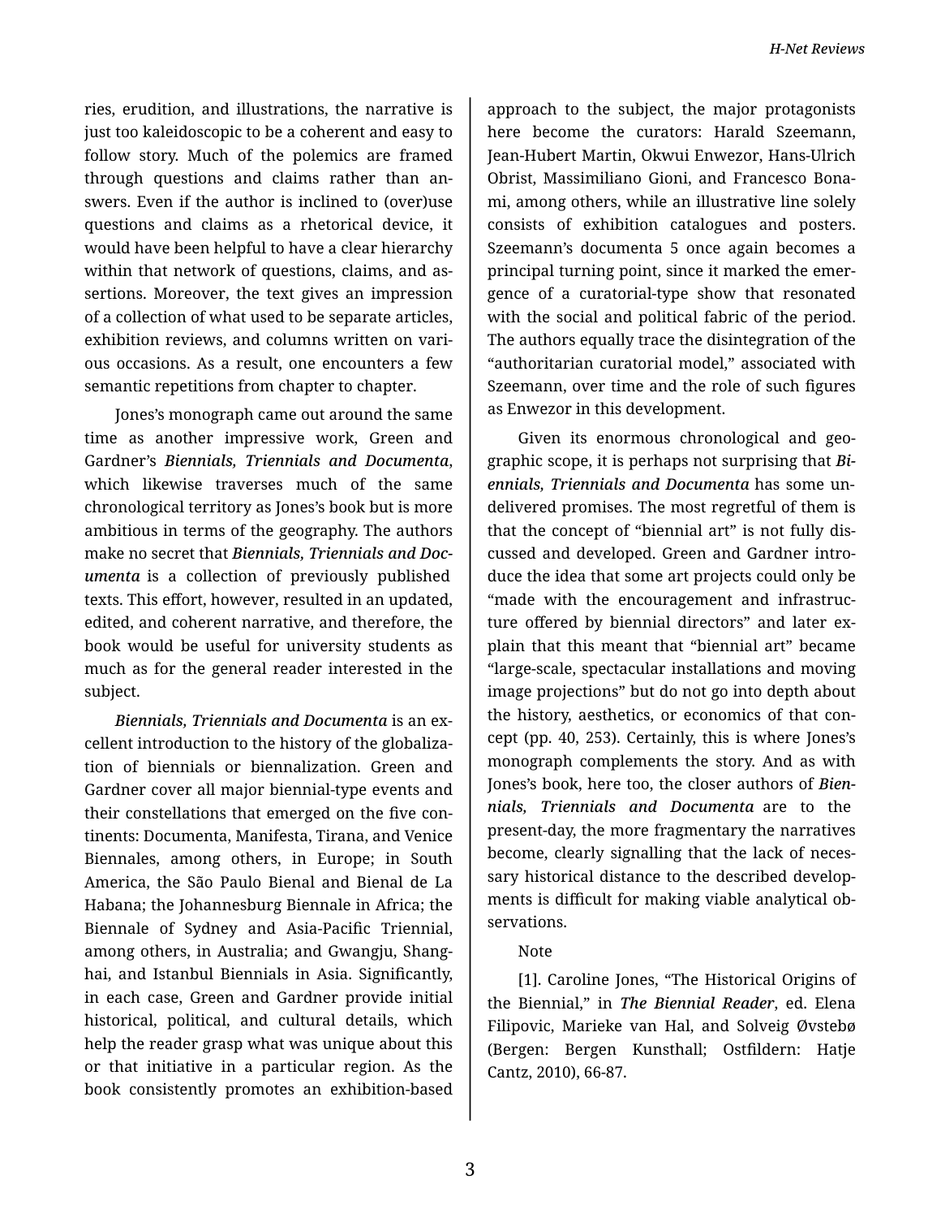ries, erudition, and illustrations, the narrative is just too kaleidoscopic to be a coherent and easy to follow story. Much of the polemics are framed through questions and claims rather than answers. Even if the author is inclined to (over)use questions and claims as a rhetorical device, it would have been helpful to have a clear hierarchy within that network of questions, claims, and assertions. Moreover, the text gives an impression of a collection of what used to be separate articles, exhibition reviews, and columns written on various occasions. As a result, one encounters a few semantic repetitions from chapter to chapter.

Jones's monograph came out around the same time as another impressive work, Green and Gardner's ***Biennials, Triennials and Documenta***, which likewise traverses much of the same chronological territory as Jones's book but is more ambitious in terms of the geography. The authors make no secret that ***Biennials, Triennials and Documenta*** is a collection of previously published texts. This effort, however, resulted in an updated, edited, and coherent narrative, and therefore, the book would be useful for university students as much as for the general reader interested in the subject.

***Biennials, Triennials and Documenta*** is an excellent introduction to the history of the globalization of biennials or biennalization. Green and Gardner cover all major biennial-type events and their constellations that emerged on the five continents: Documenta, Manifesta, Tirana, and Venice Biennales, among others, in Europe; in South America, the São Paulo Bienal and Bienal de La Habana; the Johannesburg Biennale in Africa; the Biennale of Sydney and Asia-Pacific Triennial, among others, in Australia; and Gwangju, Shanghai, and Istanbul Biennials in Asia. Significantly, in each case, Green and Gardner provide initial historical, political, and cultural details, which help the reader grasp what was unique about this or that initiative in a particular region. As the book consistently promotes an exhibition-based approach to the subject, the major protagonists here become the curators: Harald Szeemann, Jean-Hubert Martin, Okwui Enwezor, Hans-Ulrich Obrist, Massimiliano Gioni, and Francesco Bonami, among others, while an illustrative line solely consists of exhibition catalogues and posters. Szeemann's documenta 5 once again becomes a principal turning point, since it marked the emergence of a curatorial-type show that resonated with the social and political fabric of the period. The authors equally trace the disintegration of the "authoritarian curatorial model," associated with Szeemann, over time and the role of such figures as Enwezor in this development.

Given its enormous chronological and geographic scope, it is perhaps not surprising that ***Biennials, Triennials and Documenta*** has some undelivered promises. The most regretful of them is that the concept of "biennial art" is not fully discussed and developed. Green and Gardner introduce the idea that some art projects could only be "made with the encouragement and infrastructure offered by biennial directors" and later explain that this meant that "biennial art" became "large-scale, spectacular installations and moving image projections" but do not go into depth about the history, aesthetics, or economics of that concept (pp. 40, 253). Certainly, this is where Jones's monograph complements the story. And as with Jones's book, here too, the closer authors of ***Biennials, Triennials and Documenta*** are to the present-day, the more fragmentary the narratives become, clearly signalling that the lack of necessary historical distance to the described developments is difficult for making viable analytical observations.

Note

[1]. Caroline Jones, "The Historical Origins of the Biennial," in ***The Biennial Reader***, ed. Elena Filipovic, Marieke van Hal, and Solveig Øvstebø (Bergen: Bergen Kunsthall; Ostfildern: Hatje Cantz, 2010), 66-87.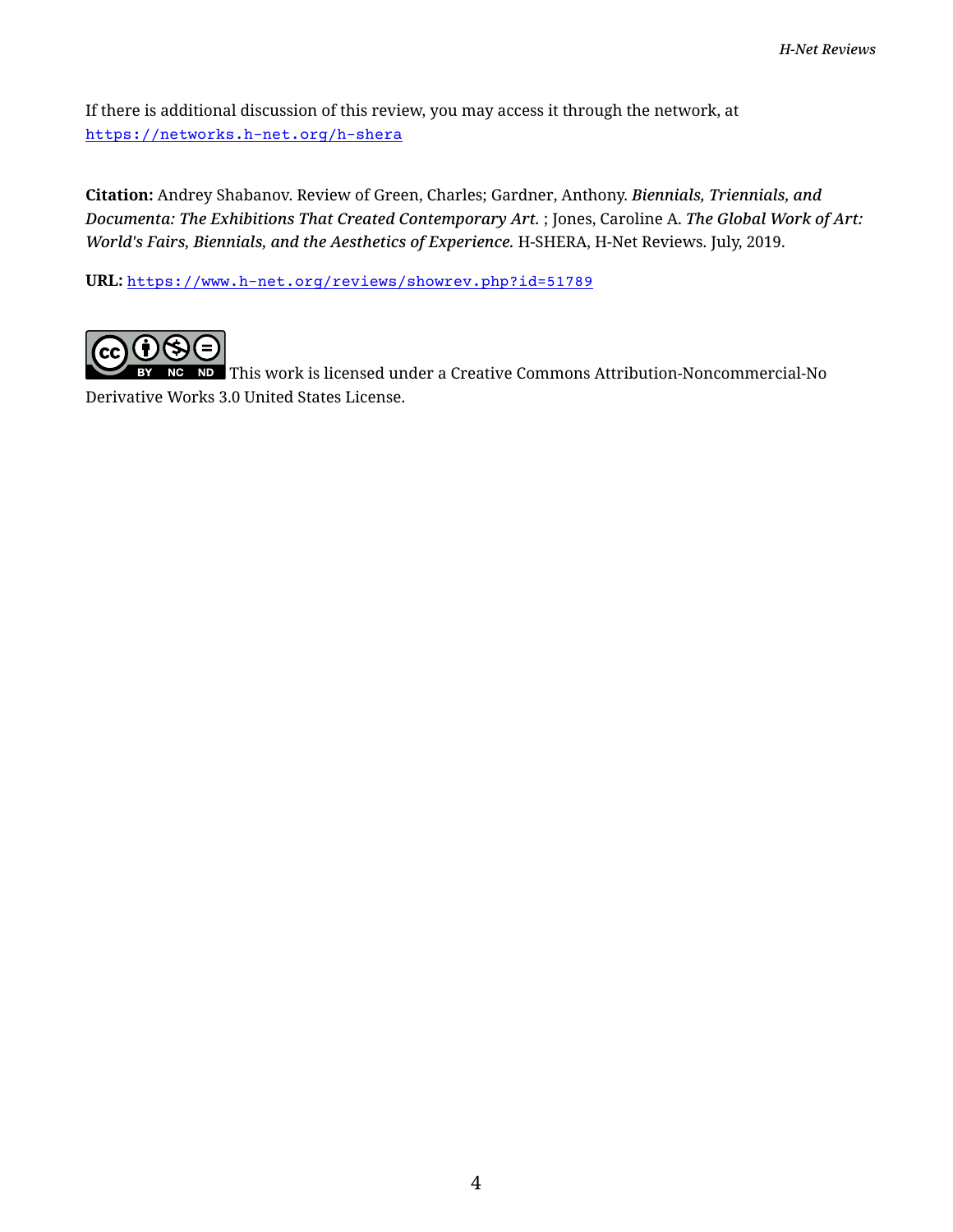If there is additional discussion of this review, you may access it through the network, at https://networks.h-net.org/h-shera

**Citation:** Andrey Shabanov. Review of Green, Charles; Gardner, Anthony. ***Biennials, Triennials, and Documenta: The Exhibitions That Created Contemporary Art.*** ; Jones, Caroline A. ***The Global Work of Art: World's Fairs, Biennials, and the Aesthetics of Experience.*** H-SHERA, H-Net Reviews. July, 2019.

**URL:** https://www.h-net.org/reviews/showrev.php?id=51789

This work is licensed under a Creative Commons Attribution-Noncommercial-No Derivative Works 3.0 United States License.